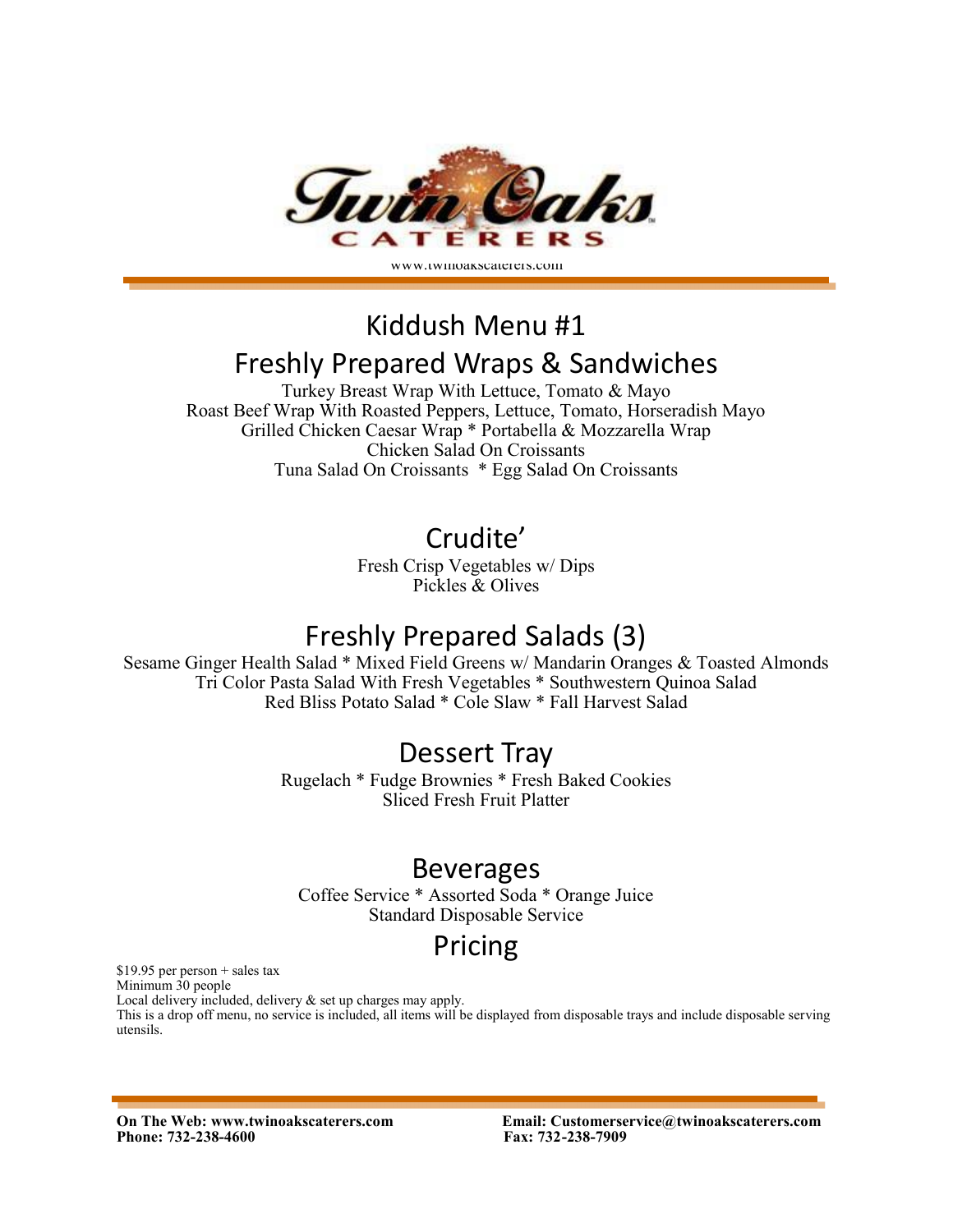# Twin Oaks Caterers

www.twinoakscaterers.com

## Kiddush Menu #1

## Freshly Prepared Wraps & Sandwiches

Turkey Breast Wrap With Lettuce, Tomato & Mayo
Roast Beef Wrap With Roasted Peppers, Lettuce, Tomato, Horseradish Mayo
Grilled Chicken Caesar Wrap * Portabella & Mozzarella Wrap
Chicken Salad On Croissants
Tuna Salad On Croissants * Egg Salad On Croissants

## Crudite'

Fresh Crisp Vegetables w/ Dips
Pickles & Olives

## Freshly Prepared Salads (3)

Sesame Ginger Health Salad * Mixed Field Greens w/ Mandarin Oranges & Toasted Almonds
Tri Color Pasta Salad With Fresh Vegetables * Southwestern Quinoa Salad
Red Bliss Potato Salad * Cole Slaw * Fall Harvest Salad

## Dessert Tray

Rugelach * Fudge Brownies * Fresh Baked Cookies
Sliced Fresh Fruit Platter

## Beverages

Coffee Service * Assorted Soda * Orange Juice
Standard Disposable Service

## Pricing

$19.95 per person + sales tax
Minimum 30 people
Local delivery included, delivery & set up charges may apply.
This is a drop off menu, no service is included, all items will be displayed from disposable trays and include disposable serving utensils.

**On The Web: www.twinoakscaterers.com**
**Phone: 732-238-4600**
**Email: Customerservice@twinoakscaterers.com**
**Fax: 732-238-7909**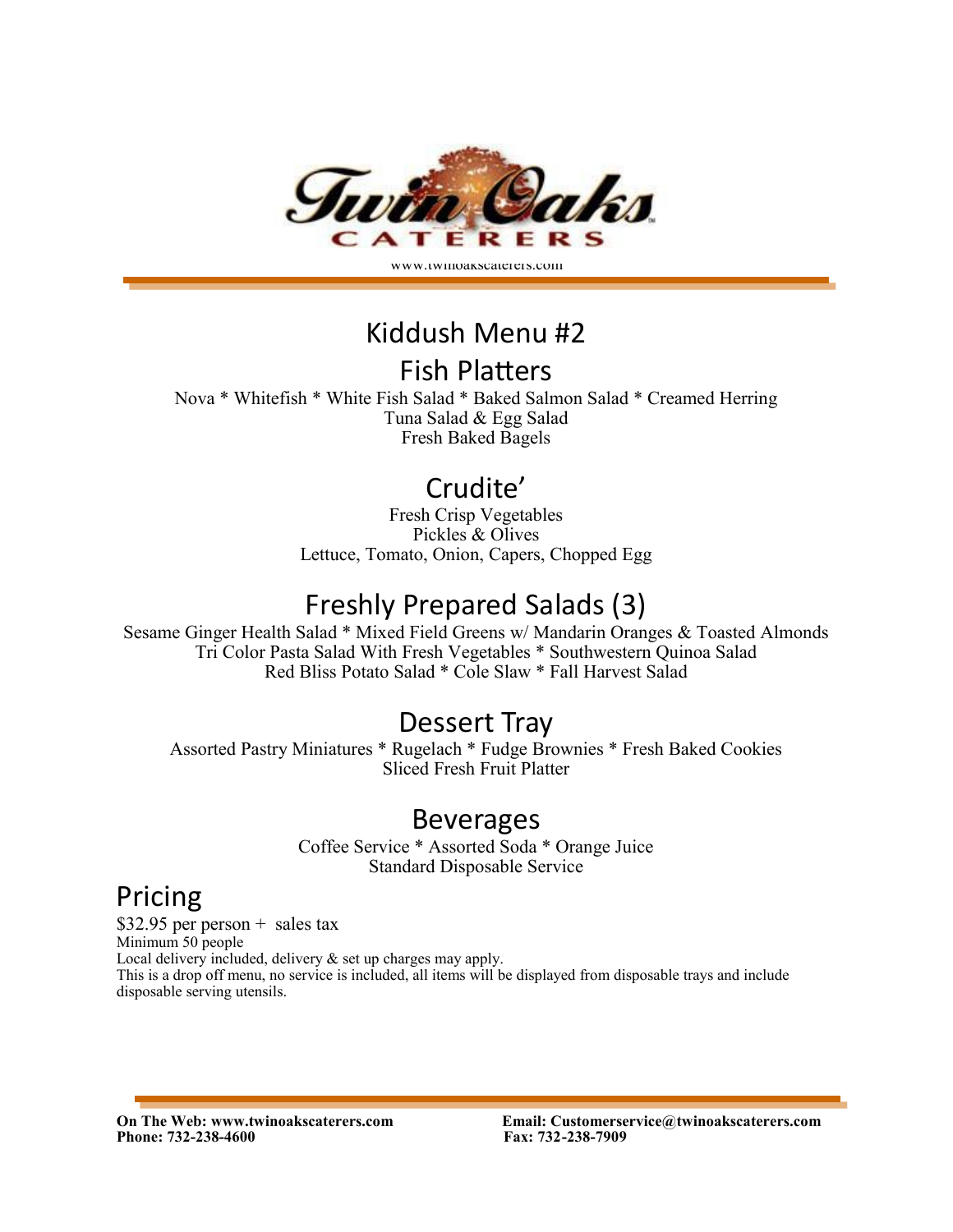www.twinoakscaterers.com

# Kiddush Menu #2

## Fish Platters

Nova * Whitefish * White Fish Salad * Baked Salmon Salad * Creamed Herring
Tuna Salad & Egg Salad
Fresh Baked Bagels

## Crudite'

Fresh Crisp Vegetables
Pickles & Olives
Lettuce, Tomato, Onion, Capers, Chopped Egg

## Freshly Prepared Salads (3)

Sesame Ginger Health Salad * Mixed Field Greens w/ Mandarin Oranges & Toasted Almonds
Tri Color Pasta Salad With Fresh Vegetables * Southwestern Quinoa Salad
Red Bliss Potato Salad * Cole Slaw * Fall Harvest Salad

## Dessert Tray

Assorted Pastry Miniatures * Rugelach * Fudge Brownies * Fresh Baked Cookies
Sliced Fresh Fruit Platter

## Beverages

Coffee Service * Assorted Soda * Orange Juice
Standard Disposable Service

## Pricing

$32.95 per person + sales tax
Minimum 50 people
Local delivery included, delivery & set up charges may apply.
This is a drop off menu, no service is included, all items will be displayed from disposable trays and include disposable serving utensils.

**On The Web: www.twinoakscaterers.com**
**Phone: 732-238-4600**
**Email: Customerservice@twinoakscaterers.com**
**Fax: 732-238-7909**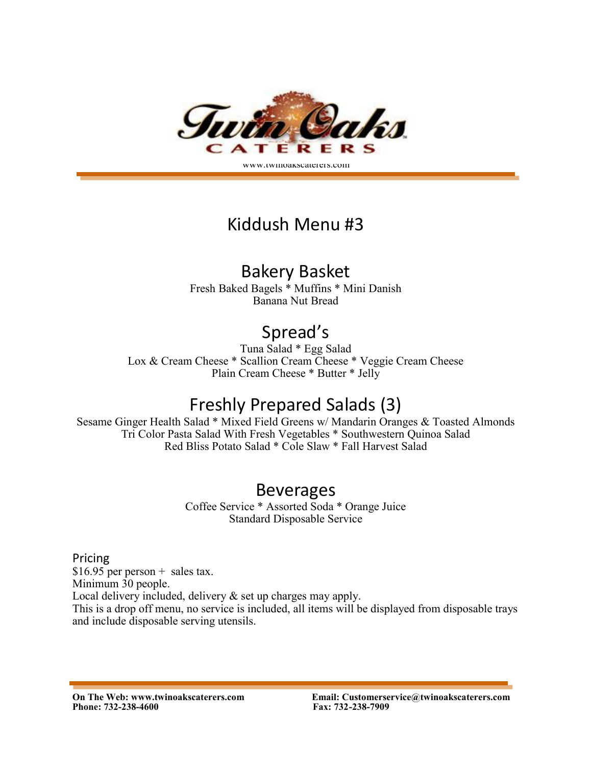Twin Oaks CATERERS

www.twinoakscaterers.com

# Kiddush Menu #3

## Bakery Basket

Fresh Baked Bagels * Muffins * Mini Danish
Banana Nut Bread

## Spread's

Tuna Salad * Egg Salad
Lox & Cream Cheese * Scallion Cream Cheese * Veggie Cream Cheese
Plain Cream Cheese * Butter * Jelly

## Freshly Prepared Salads (3)

Sesame Ginger Health Salad * Mixed Field Greens w/ Mandarin Oranges & Toasted Almonds
Tri Color Pasta Salad With Fresh Vegetables * Southwestern Quinoa Salad
Red Bliss Potato Salad * Cole Slaw * Fall Harvest Salad

## Beverages

Coffee Service * Assorted Soda * Orange Juice
Standard Disposable Service

### Pricing

$16.95 per person + sales tax.
Minimum 30 people.
Local delivery included, delivery & set up charges may apply.
This is a drop off menu, no service is included, all items will be displayed from disposable trays and include disposable serving utensils.

**On The Web: www.twinoakscaterers.com**
**Phone: 732-238-4600**
**Email: Customerservice@twinoakscaterers.com**
**Fax: 732-238-7909**